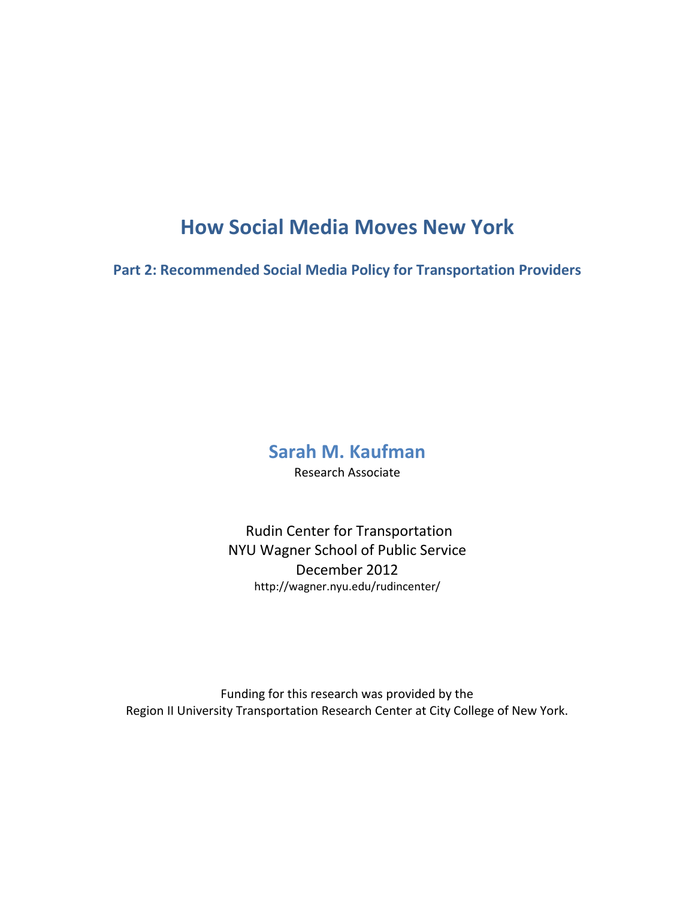# How Social Media Moves New York

## Part 2: Recommended Social Media Policy for Transportation Providers

**Sarah M. Kaufman**

Research Associate

Rudin Center for Transportation
NYU Wagner School of Public Service
December 2012
http://wagner.nyu.edu/rudincenter/

Funding for this research was provided by the
Region II University Transportation Research Center at City College of New York.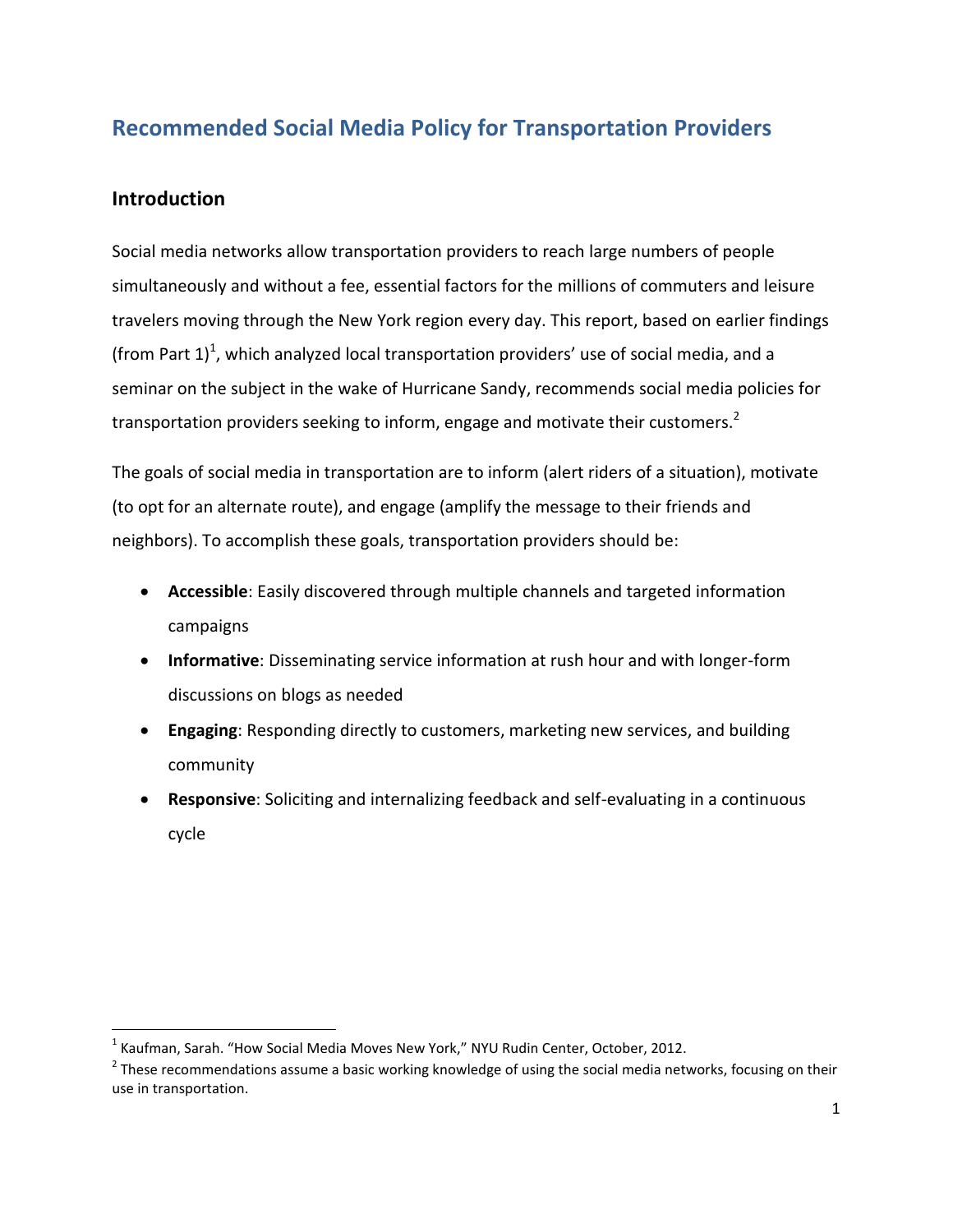## Recommended Social Media Policy for Transportation Providers

### Introduction

Social media networks allow transportation providers to reach large numbers of people simultaneously and without a fee, essential factors for the millions of commuters and leisure travelers moving through the New York region every day. This report, based on earlier findings (from Part 1)[1], which analyzed local transportation providers' use of social media, and a seminar on the subject in the wake of Hurricane Sandy, recommends social media policies for transportation providers seeking to inform, engage and motivate their customers.[2]

The goals of social media in transportation are to inform (alert riders of a situation), motivate (to opt for an alternate route), and engage (amplify the message to their friends and neighbors). To accomplish these goals, transportation providers should be:

- **Accessible**: Easily discovered through multiple channels and targeted information campaigns
- **Informative**: Disseminating service information at rush hour and with longer-form discussions on blogs as needed
- **Engaging**: Responding directly to customers, marketing new services, and building community
- **Responsive**: Soliciting and internalizing feedback and self-evaluating in a continuous cycle

---

[1] Kaufman, Sarah. "How Social Media Moves New York," NYU Rudin Center, October, 2012.

[2] These recommendations assume a basic working knowledge of using the social media networks, focusing on their use in transportation.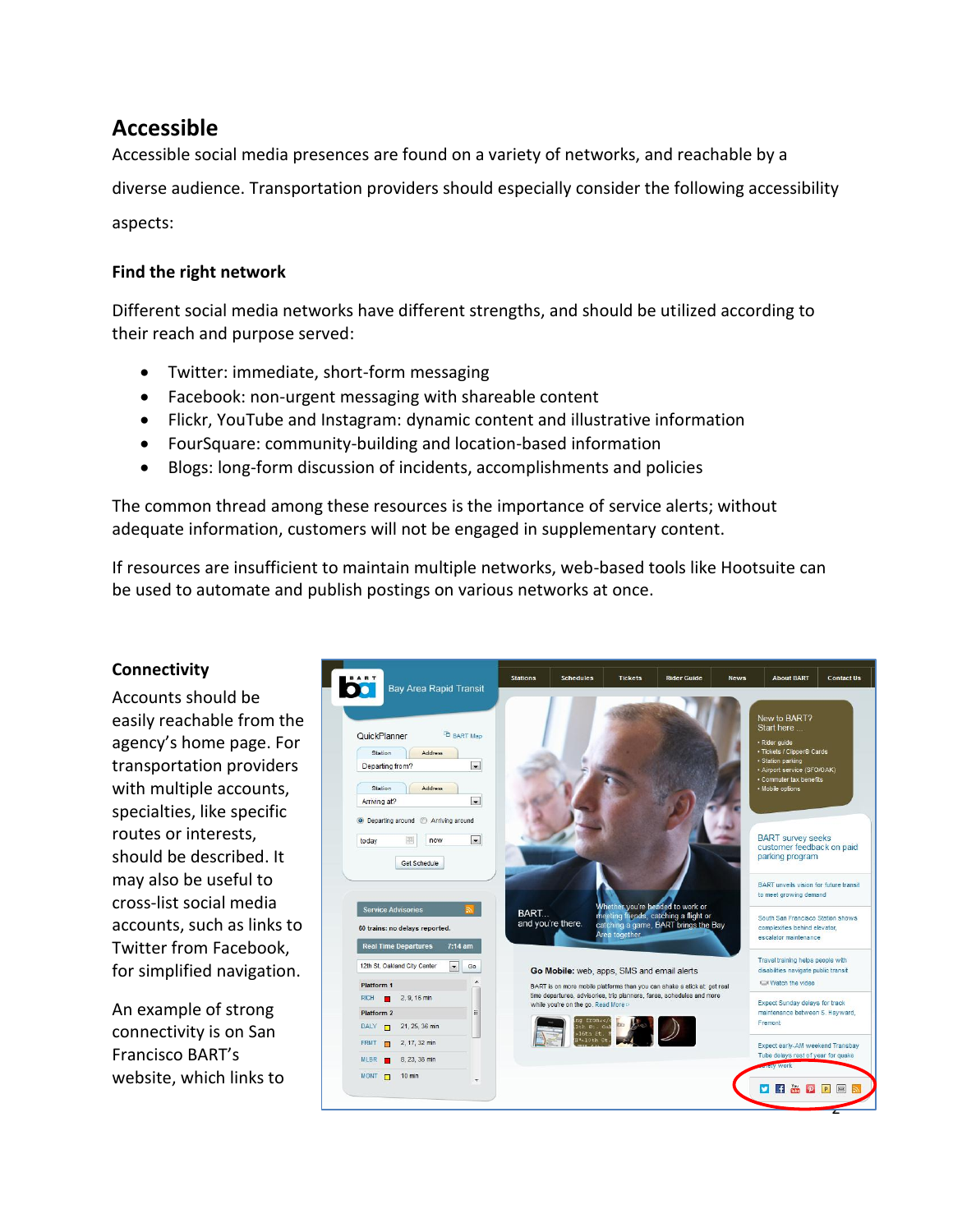## Accessible

Accessible social media presences are found on a variety of networks, and reachable by a diverse audience. Transportation providers should especially consider the following accessibility aspects:

### Find the right network

Different social media networks have different strengths, and should be utilized according to their reach and purpose served:

- Twitter: immediate, short-form messaging
- Facebook: non-urgent messaging with shareable content
- Flickr, YouTube and Instagram: dynamic content and illustrative information
- FourSquare: community-building and location-based information
- Blogs: long-form discussion of incidents, accomplishments and policies

The common thread among these resources is the importance of service alerts; without adequate information, customers will not be engaged in supplementary content.

If resources are insufficient to maintain multiple networks, web-based tools like Hootsuite can be used to automate and publish postings on various networks at once.

### Connectivity

Accounts should be easily reachable from the agency's home page. For transportation providers with multiple accounts, specialties, like specific routes or interests, should be described. It may also be useful to cross-list social media accounts, such as links to Twitter from Facebook, for simplified navigation.

An example of strong connectivity is on San Francisco BART's website, which links to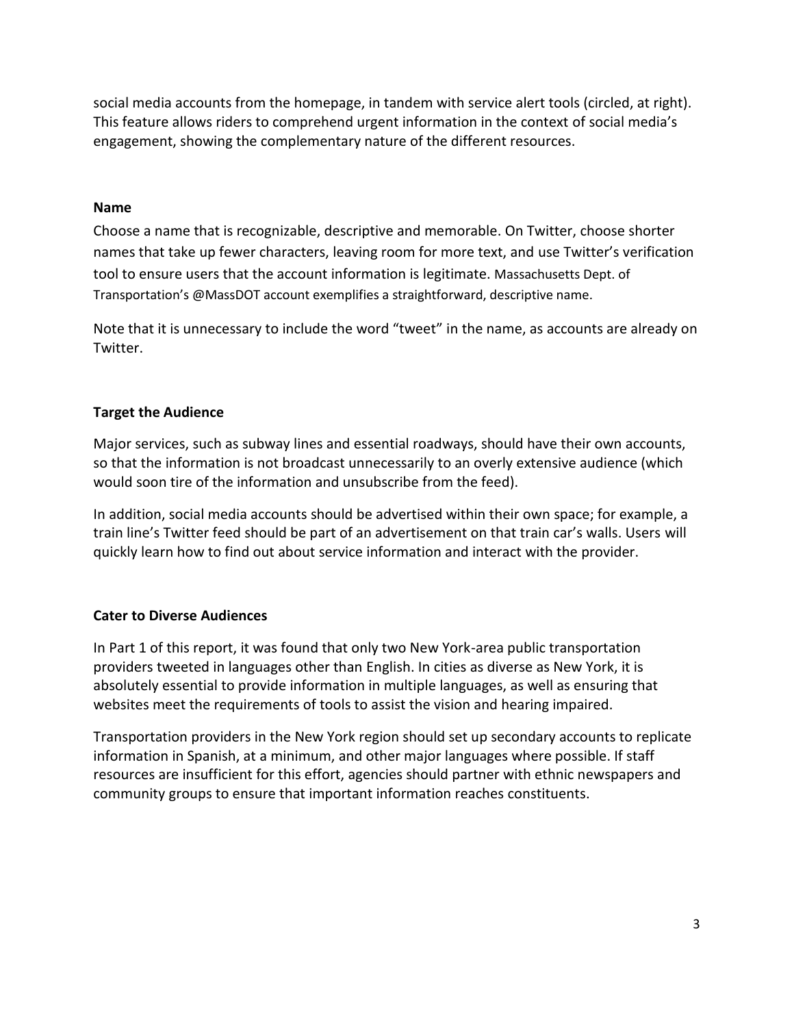social media accounts from the homepage, in tandem with service alert tools (circled, at right). This feature allows riders to comprehend urgent information in the context of social media's engagement, showing the complementary nature of the different resources.

**Name**

Choose a name that is recognizable, descriptive and memorable. On Twitter, choose shorter names that take up fewer characters, leaving room for more text, and use Twitter's verification tool to ensure users that the account information is legitimate. Massachusetts Dept. of Transportation's @MassDOT account exemplifies a straightforward, descriptive name.

Note that it is unnecessary to include the word "tweet" in the name, as accounts are already on Twitter.

**Target the Audience**

Major services, such as subway lines and essential roadways, should have their own accounts, so that the information is not broadcast unnecessarily to an overly extensive audience (which would soon tire of the information and unsubscribe from the feed).

In addition, social media accounts should be advertised within their own space; for example, a train line's Twitter feed should be part of an advertisement on that train car's walls. Users will quickly learn how to find out about service information and interact with the provider.

**Cater to Diverse Audiences**

In Part 1 of this report, it was found that only two New York-area public transportation providers tweeted in languages other than English. In cities as diverse as New York, it is absolutely essential to provide information in multiple languages, as well as ensuring that websites meet the requirements of tools to assist the vision and hearing impaired.

Transportation providers in the New York region should set up secondary accounts to replicate information in Spanish, at a minimum, and other major languages where possible. If staff resources are insufficient for this effort, agencies should partner with ethnic newspapers and community groups to ensure that important information reaches constituents.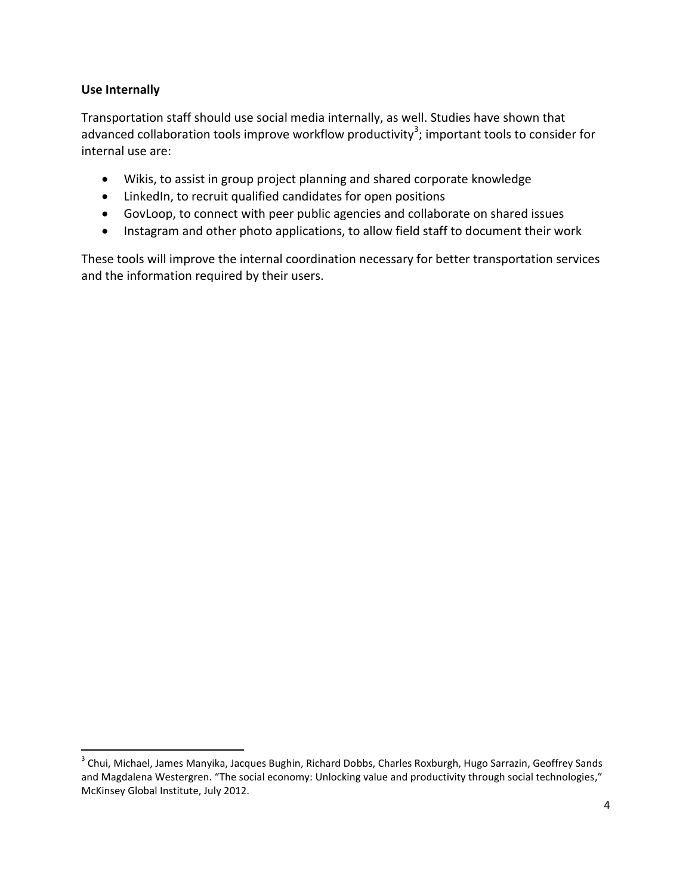**Use Internally**

Transportation staff should use social media internally, as well. Studies have shown that advanced collaboration tools improve workflow productivity[3]; important tools to consider for internal use are:

- Wikis, to assist in group project planning and shared corporate knowledge
- LinkedIn, to recruit qualified candidates for open positions
- GovLoop, to connect with peer public agencies and collaborate on shared issues
- Instagram and other photo applications, to allow field staff to document their work

These tools will improve the internal coordination necessary for better transportation services and the information required by their users.

---

[3] Chui, Michael, James Manyika, Jacques Bughin, Richard Dobbs, Charles Roxburgh, Hugo Sarrazin, Geoffrey Sands and Magdalena Westergren. "The social economy: Unlocking value and productivity through social technologies," McKinsey Global Institute, July 2012.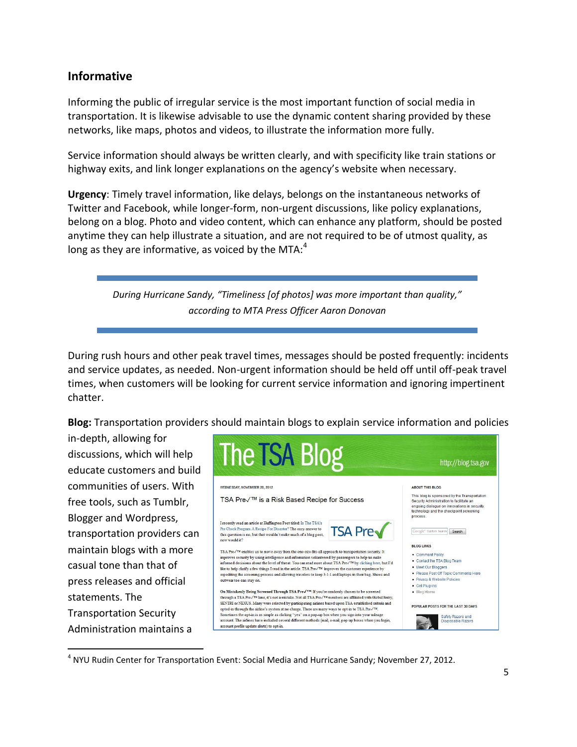## Informative

Informing the public of irregular service is the most important function of social media in transportation. It is likewise advisable to use the dynamic content sharing provided by these networks, like maps, photos and videos, to illustrate the information more fully.

Service information should always be written clearly, and with specificity like train stations or highway exits, and link longer explanations on the agency's website when necessary.

**Urgency**: Timely travel information, like delays, belongs on the instantaneous networks of Twitter and Facebook, while longer-form, non-urgent discussions, like policy explanations, belong on a blog. Photo and video content, which can enhance any platform, should be posted anytime they can help illustrate a situation, and are not required to be of utmost quality, as long as they are informative, as voiced by the MTA:[4]

> *During Hurricane Sandy, "Timeliness [of photos] was more important than quality," according to MTA Press Officer Aaron Donovan*

During rush hours and other peak travel times, messages should be posted frequently: incidents and service updates, as needed. Non-urgent information should be held off until off-peak travel times, when customers will be looking for current service information and ignoring impertinent chatter.

**Blog:** Transportation providers should maintain blogs to explain service information and policies in-depth, allowing for discussions, which will help educate customers and build communities of users. With free tools, such as Tumblr, Blogger and Wordpress, transportation providers can maintain blogs with a more casual tone than that of press releases and official statements. The Transportation Security Administration maintains a

[4] NYU Rudin Center for Transportation Event: Social Media and Hurricane Sandy; November 27, 2012.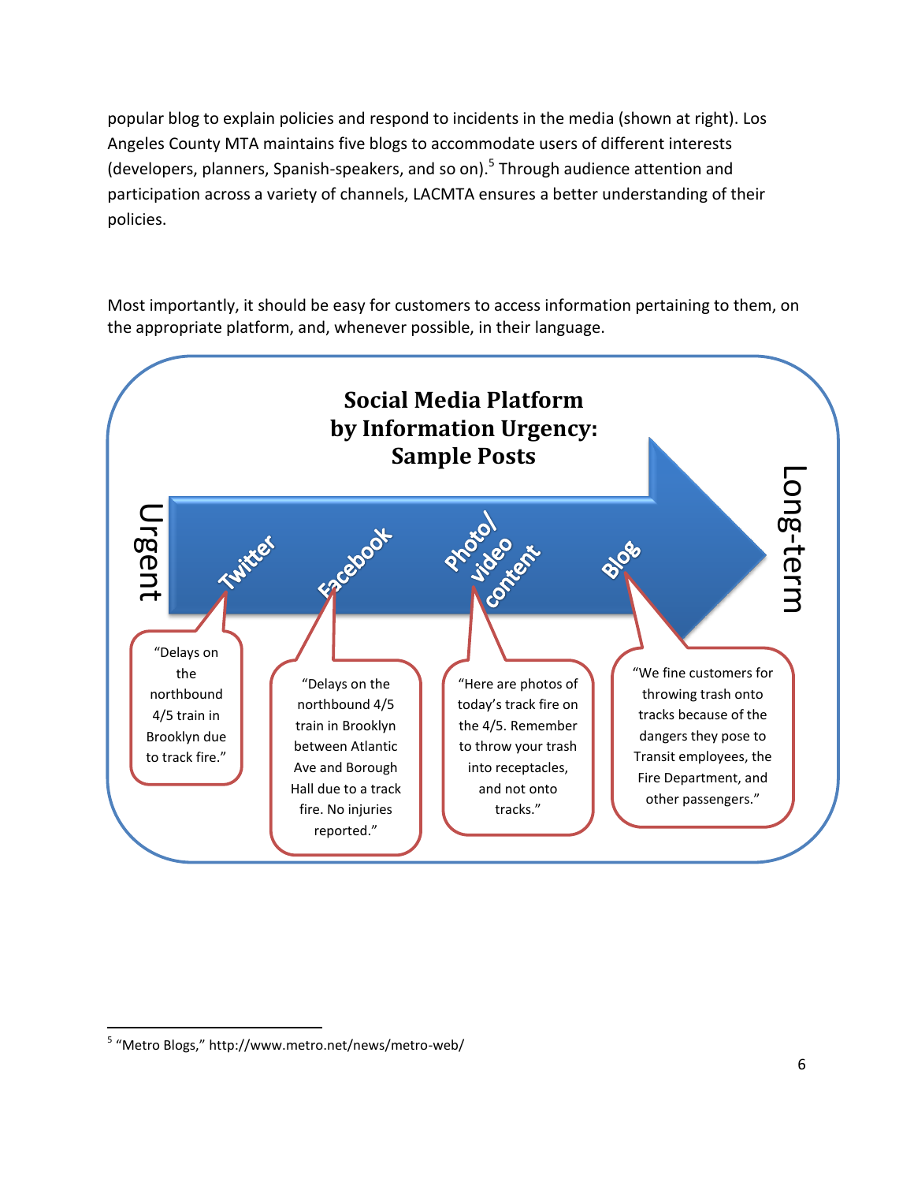popular blog to explain policies and respond to incidents in the media (shown at right). Los Angeles County MTA maintains five blogs to accommodate users of different interests (developers, planners, Spanish-speakers, and so on).[5] Through audience attention and participation across a variety of channels, LACMTA ensures a better understanding of their policies.

Most importantly, it should be easy for customers to access information pertaining to them, on the appropriate platform, and, whenever possible, in their language.

**Social Media Platform by Information Urgency: Sample Posts**

Urgent → Long-term

- **Twitter**: "Delays on the northbound 4/5 train in Brooklyn due to track fire."
- **Facebook**: "Delays on the northbound 4/5 train in Brooklyn between Atlantic Ave and Borough Hall due to a track fire. No injuries reported."
- **Photo/video content**: "Here are photos of today's track fire on the 4/5. Remember to throw your trash into receptacles, and not onto tracks."
- **Blog**: "We fine customers for throwing trash onto tracks because of the dangers they pose to Transit employees, the Fire Department, and other passengers."

---

[5] "Metro Blogs," http://www.metro.net/news/metro-web/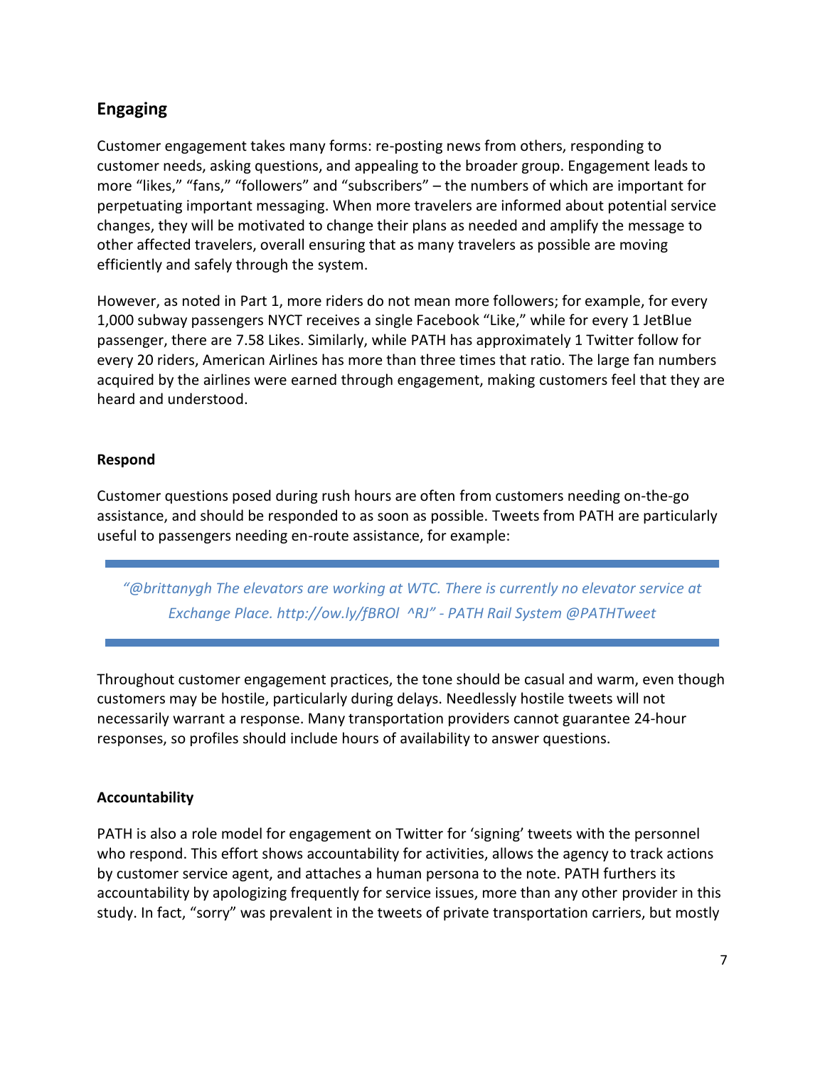## Engaging

Customer engagement takes many forms: re-posting news from others, responding to customer needs, asking questions, and appealing to the broader group. Engagement leads to more "likes," "fans," "followers" and "subscribers" – the numbers of which are important for perpetuating important messaging. When more travelers are informed about potential service changes, they will be motivated to change their plans as needed and amplify the message to other affected travelers, overall ensuring that as many travelers as possible are moving efficiently and safely through the system.

However, as noted in Part 1, more riders do not mean more followers; for example, for every 1,000 subway passengers NYCT receives a single Facebook "Like," while for every 1 JetBlue passenger, there are 7.58 Likes. Similarly, while PATH has approximately 1 Twitter follow for every 20 riders, American Airlines has more than three times that ratio. The large fan numbers acquired by the airlines were earned through engagement, making customers feel that they are heard and understood.

**Respond**

Customer questions posed during rush hours are often from customers needing on-the-go assistance, and should be responded to as soon as possible. Tweets from PATH are particularly useful to passengers needing en-route assistance, for example:

> *"@brittanygh The elevators are working at WTC. There is currently no elevator service at Exchange Place. http://ow.ly/fBROl ^RJ" - PATH Rail System @PATHTweet*

Throughout customer engagement practices, the tone should be casual and warm, even though customers may be hostile, particularly during delays. Needlessly hostile tweets will not necessarily warrant a response. Many transportation providers cannot guarantee 24-hour responses, so profiles should include hours of availability to answer questions.

**Accountability**

PATH is also a role model for engagement on Twitter for 'signing' tweets with the personnel who respond. This effort shows accountability for activities, allows the agency to track actions by customer service agent, and attaches a human persona to the note. PATH furthers its accountability by apologizing frequently for service issues, more than any other provider in this study. In fact, "sorry" was prevalent in the tweets of private transportation carriers, but mostly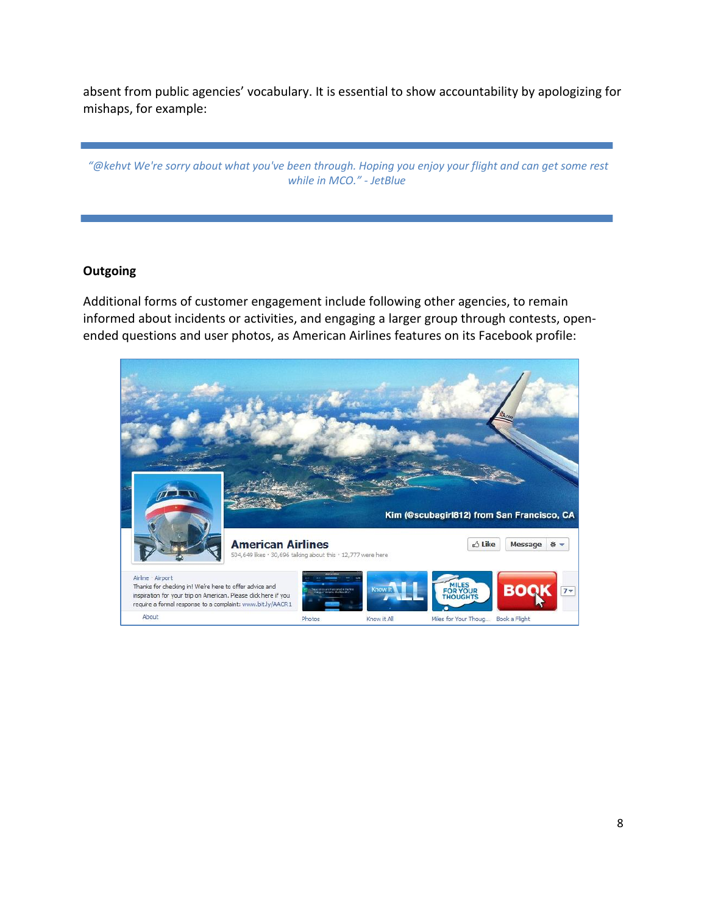absent from public agencies' vocabulary. It is essential to show accountability by apologizing for mishaps, for example:

> *"@kehvt We're sorry about what you've been through. Hoping you enjoy your flight and can get some rest while in MCO." - JetBlue*

**Outgoing**

Additional forms of customer engagement include following other agencies, to remain informed about incidents or activities, and engaging a larger group through contests, open-ended questions and user photos, as American Airlines features on its Facebook profile: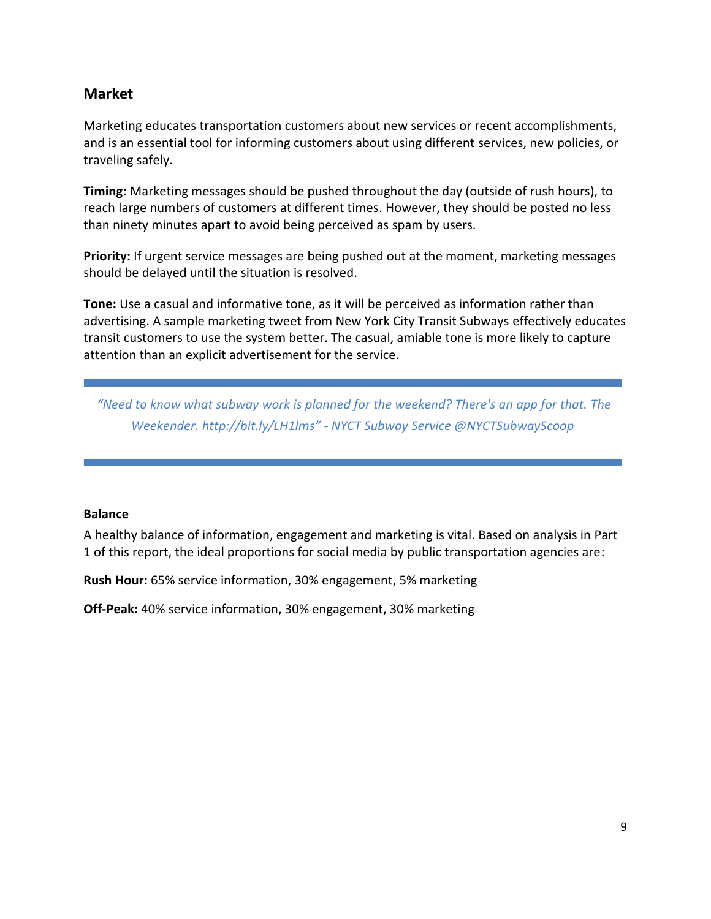## Market

Marketing educates transportation customers about new services or recent accomplishments, and is an essential tool for informing customers about using different services, new policies, or traveling safely.

**Timing:** Marketing messages should be pushed throughout the day (outside of rush hours), to reach large numbers of customers at different times. However, they should be posted no less than ninety minutes apart to avoid being perceived as spam by users.

**Priority:** If urgent service messages are being pushed out at the moment, marketing messages should be delayed until the situation is resolved.

**Tone:** Use a casual and informative tone, as it will be perceived as information rather than advertising. A sample marketing tweet from New York City Transit Subways effectively educates transit customers to use the system better. The casual, amiable tone is more likely to capture attention than an explicit advertisement for the service.

> *"Need to know what subway work is planned for the weekend? There's an app for that. The Weekender. http://bit.ly/LH1lms" - NYCT Subway Service @NYCTSubwayScoop*

### Balance

A healthy balance of information, engagement and marketing is vital. Based on analysis in Part 1 of this report, the ideal proportions for social media by public transportation agencies are:

**Rush Hour:** 65% service information, 30% engagement, 5% marketing

**Off-Peak:** 40% service information, 30% engagement, 30% marketing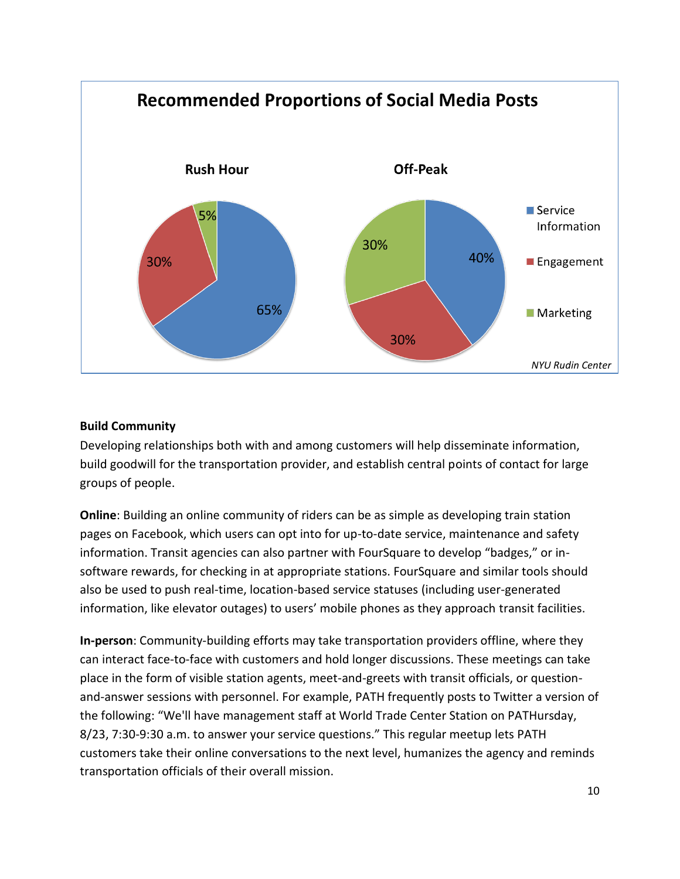**Recommended Proportions of Social Media Posts**

| | Rush Hour | Off-Peak |
|---|---|---|
| Service Information | 65% | 40% |
| Engagement | 30% | 30% |
| Marketing | 5% | 30% |

*NYU Rudin Center*

**Build Community**

Developing relationships both with and among customers will help disseminate information, build goodwill for the transportation provider, and establish central points of contact for large groups of people.

**Online**: Building an online community of riders can be as simple as developing train station pages on Facebook, which users can opt into for up-to-date service, maintenance and safety information. Transit agencies can also partner with FourSquare to develop "badges," or in-software rewards, for checking in at appropriate stations. FourSquare and similar tools should also be used to push real-time, location-based service statuses (including user-generated information, like elevator outages) to users' mobile phones as they approach transit facilities.

**In-person**: Community-building efforts may take transportation providers offline, where they can interact face-to-face with customers and hold longer discussions. These meetings can take place in the form of visible station agents, meet-and-greets with transit officials, or question-and-answer sessions with personnel. For example, PATH frequently posts to Twitter a version of the following: "We'll have management staff at World Trade Center Station on PATHursday, 8/23, 7:30-9:30 a.m. to answer your service questions." This regular meetup lets PATH customers take their online conversations to the next level, humanizes the agency and reminds transportation officials of their overall mission.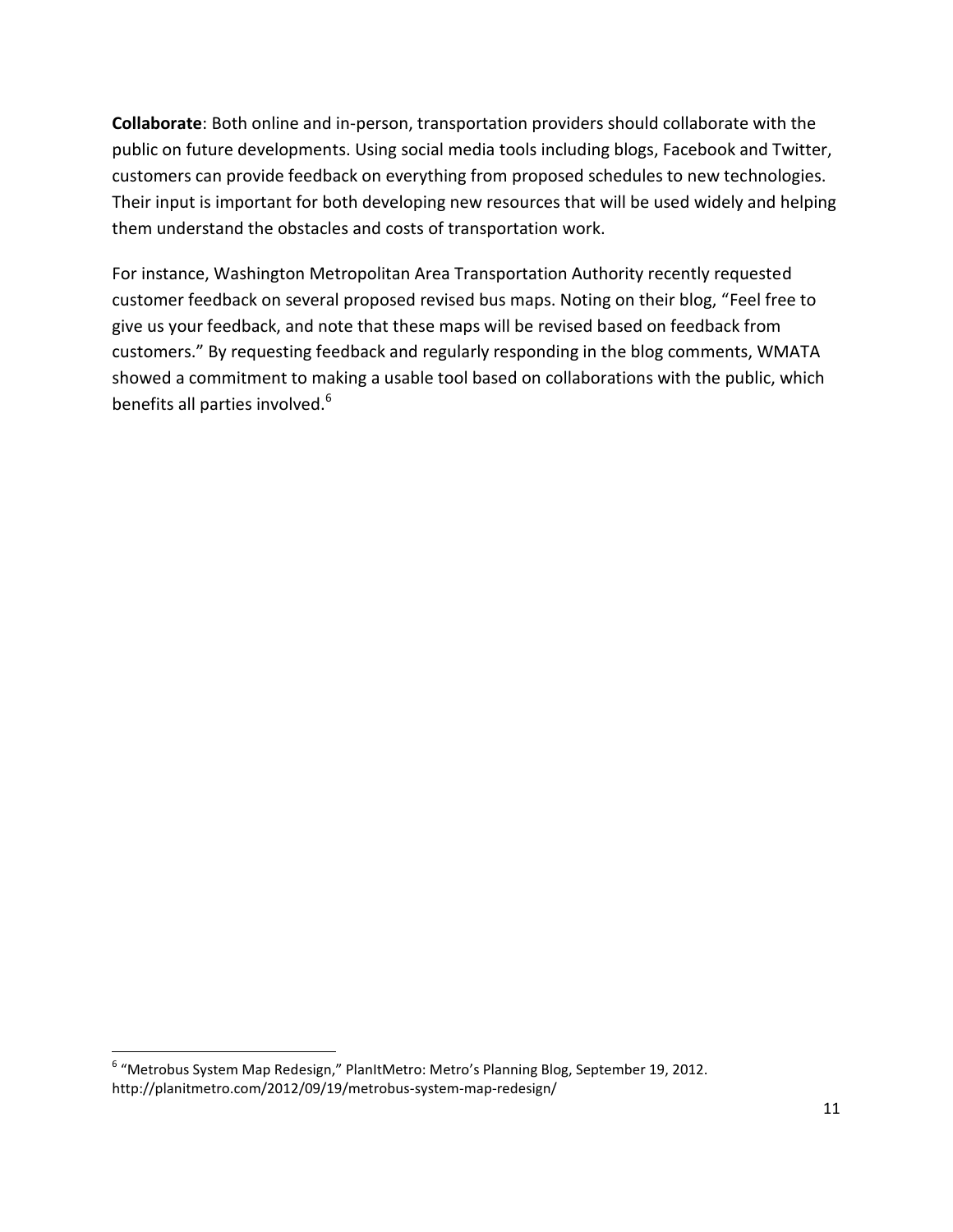**Collaborate**: Both online and in-person, transportation providers should collaborate with the public on future developments. Using social media tools including blogs, Facebook and Twitter, customers can provide feedback on everything from proposed schedules to new technologies. Their input is important for both developing new resources that will be used widely and helping them understand the obstacles and costs of transportation work.

For instance, Washington Metropolitan Area Transportation Authority recently requested customer feedback on several proposed revised bus maps. Noting on their blog, "Feel free to give us your feedback, and note that these maps will be revised based on feedback from customers." By requesting feedback and regularly responding in the blog comments, WMATA showed a commitment to making a usable tool based on collaborations with the public, which benefits all parties involved.[6]

---

[6] "Metrobus System Map Redesign," PlanItMetro: Metro's Planning Blog, September 19, 2012. http://planitmetro.com/2012/09/19/metrobus-system-map-redesign/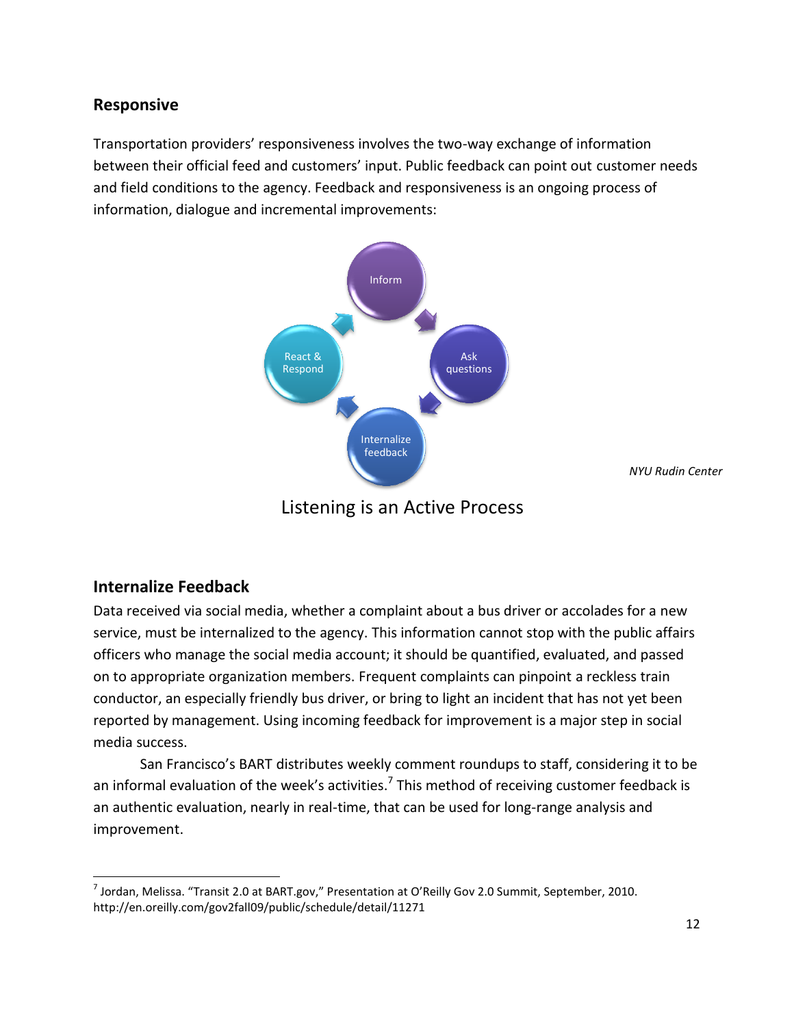## Responsive

Transportation providers' responsiveness involves the two-way exchange of information between their official feed and customers' input. Public feedback can point out customer needs and field conditions to the agency. Feedback and responsiveness is an ongoing process of information, dialogue and incremental improvements:

Inform → Ask questions → Internalize feedback → React & Respond

*NYU Rudin Center*

Listening is an Active Process

## Internalize Feedback

Data received via social media, whether a complaint about a bus driver or accolades for a new service, must be internalized to the agency. This information cannot stop with the public affairs officers who manage the social media account; it should be quantified, evaluated, and passed on to appropriate organization members. Frequent complaints can pinpoint a reckless train conductor, an especially friendly bus driver, or bring to light an incident that has not yet been reported by management. Using incoming feedback for improvement is a major step in social media success.

San Francisco's BART distributes weekly comment roundups to staff, considering it to be an informal evaluation of the week's activities.[7] This method of receiving customer feedback is an authentic evaluation, nearly in real-time, that can be used for long-range analysis and improvement.

---

[7] Jordan, Melissa. "Transit 2.0 at BART.gov," Presentation at O'Reilly Gov 2.0 Summit, September, 2010. http://en.oreilly.com/gov2fall09/public/schedule/detail/11271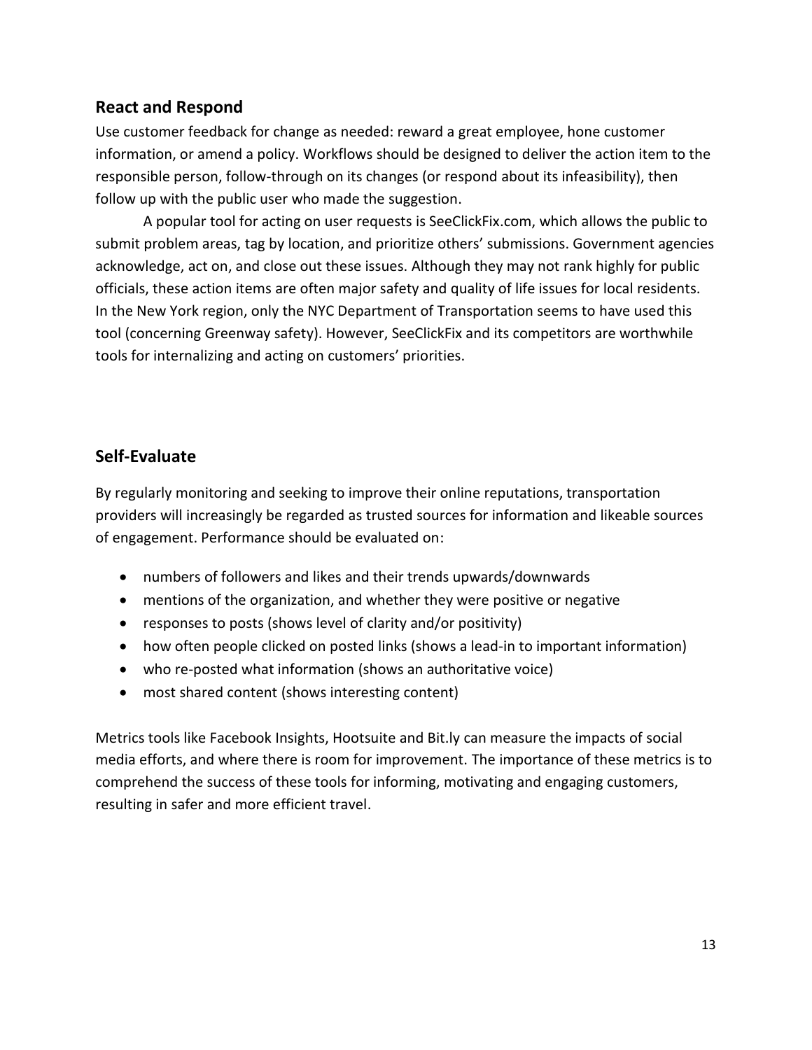## React and Respond

Use customer feedback for change as needed: reward a great employee, hone customer information, or amend a policy. Workflows should be designed to deliver the action item to the responsible person, follow-through on its changes (or respond about its infeasibility), then follow up with the public user who made the suggestion.

A popular tool for acting on user requests is SeeClickFix.com, which allows the public to submit problem areas, tag by location, and prioritize others' submissions. Government agencies acknowledge, act on, and close out these issues. Although they may not rank highly for public officials, these action items are often major safety and quality of life issues for local residents. In the New York region, only the NYC Department of Transportation seems to have used this tool (concerning Greenway safety). However, SeeClickFix and its competitors are worthwhile tools for internalizing and acting on customers' priorities.

## Self-Evaluate

By regularly monitoring and seeking to improve their online reputations, transportation providers will increasingly be regarded as trusted sources for information and likeable sources of engagement. Performance should be evaluated on:

- numbers of followers and likes and their trends upwards/downwards
- mentions of the organization, and whether they were positive or negative
- responses to posts (shows level of clarity and/or positivity)
- how often people clicked on posted links (shows a lead-in to important information)
- who re-posted what information (shows an authoritative voice)
- most shared content (shows interesting content)

Metrics tools like Facebook Insights, Hootsuite and Bit.ly can measure the impacts of social media efforts, and where there is room for improvement. The importance of these metrics is to comprehend the success of these tools for informing, motivating and engaging customers, resulting in safer and more efficient travel.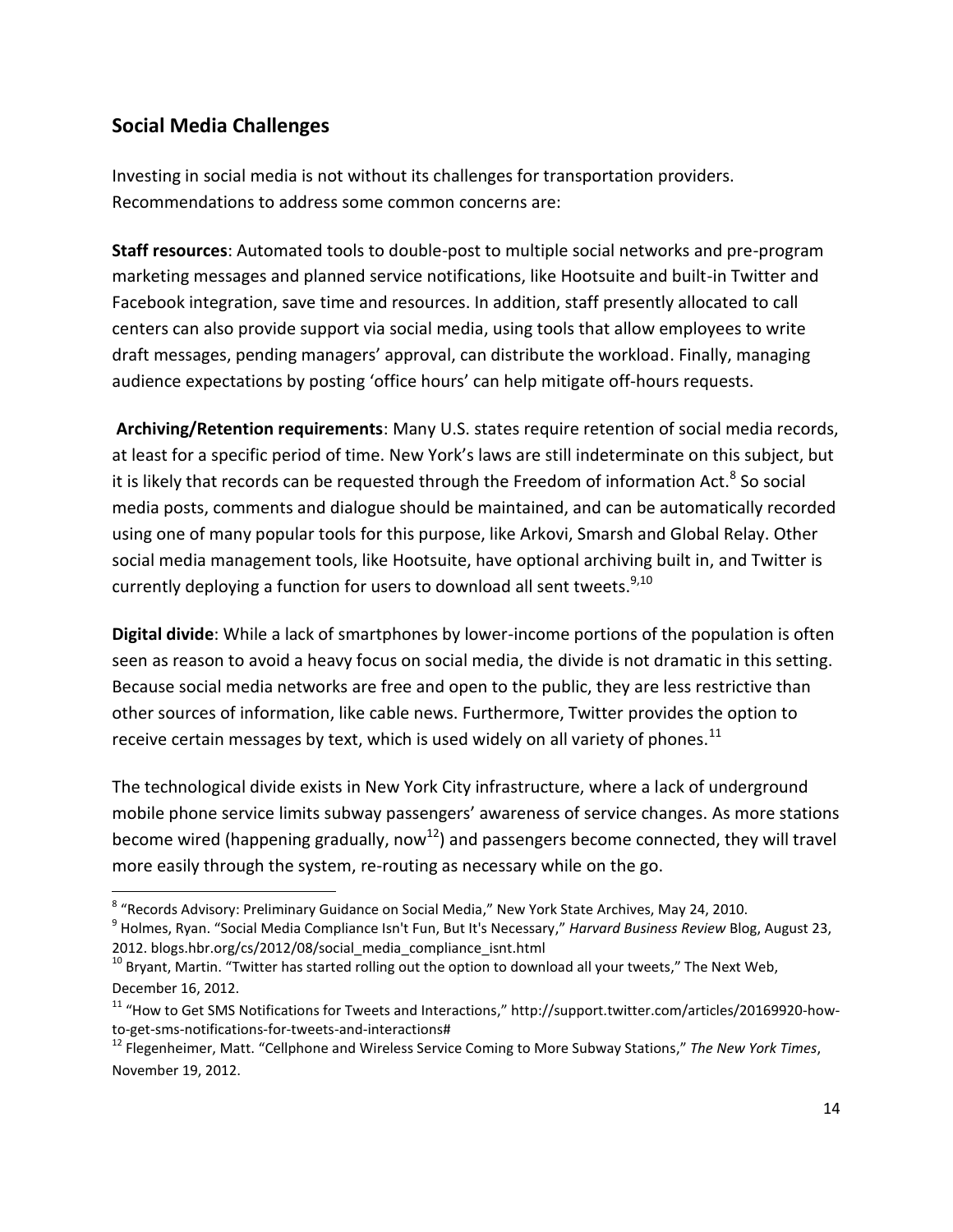## Social Media Challenges

Investing in social media is not without its challenges for transportation providers. Recommendations to address some common concerns are:

**Staff resources**: Automated tools to double-post to multiple social networks and pre-program marketing messages and planned service notifications, like Hootsuite and built-in Twitter and Facebook integration, save time and resources. In addition, staff presently allocated to call centers can also provide support via social media, using tools that allow employees to write draft messages, pending managers' approval, can distribute the workload. Finally, managing audience expectations by posting 'office hours' can help mitigate off-hours requests.

**Archiving/Retention requirements**: Many U.S. states require retention of social media records, at least for a specific period of time. New York's laws are still indeterminate on this subject, but it is likely that records can be requested through the Freedom of information Act.[8] So social media posts, comments and dialogue should be maintained, and can be automatically recorded using one of many popular tools for this purpose, like Arkovi, Smarsh and Global Relay. Other social media management tools, like Hootsuite, have optional archiving built in, and Twitter is currently deploying a function for users to download all sent tweets.[9,10]

**Digital divide**: While a lack of smartphones by lower-income portions of the population is often seen as reason to avoid a heavy focus on social media, the divide is not dramatic in this setting. Because social media networks are free and open to the public, they are less restrictive than other sources of information, like cable news. Furthermore, Twitter provides the option to receive certain messages by text, which is used widely on all variety of phones.[11]

The technological divide exists in New York City infrastructure, where a lack of underground mobile phone service limits subway passengers' awareness of service changes. As more stations become wired (happening gradually, now[12]) and passengers become connected, they will travel more easily through the system, re-routing as necessary while on the go.

---

[8] "Records Advisory: Preliminary Guidance on Social Media," New York State Archives, May 24, 2010.

[9] Holmes, Ryan. "Social Media Compliance Isn't Fun, But It's Necessary," *Harvard Business Review* Blog, August 23, 2012. blogs.hbr.org/cs/2012/08/social_media_compliance_isnt.html

[10] Bryant, Martin. "Twitter has started rolling out the option to download all your tweets," The Next Web, December 16, 2012.

[11] "How to Get SMS Notifications for Tweets and Interactions," http://support.twitter.com/articles/20169920-how-to-get-sms-notifications-for-tweets-and-interactions#

[12] Flegenheimer, Matt. "Cellphone and Wireless Service Coming to More Subway Stations," *The New York Times*, November 19, 2012.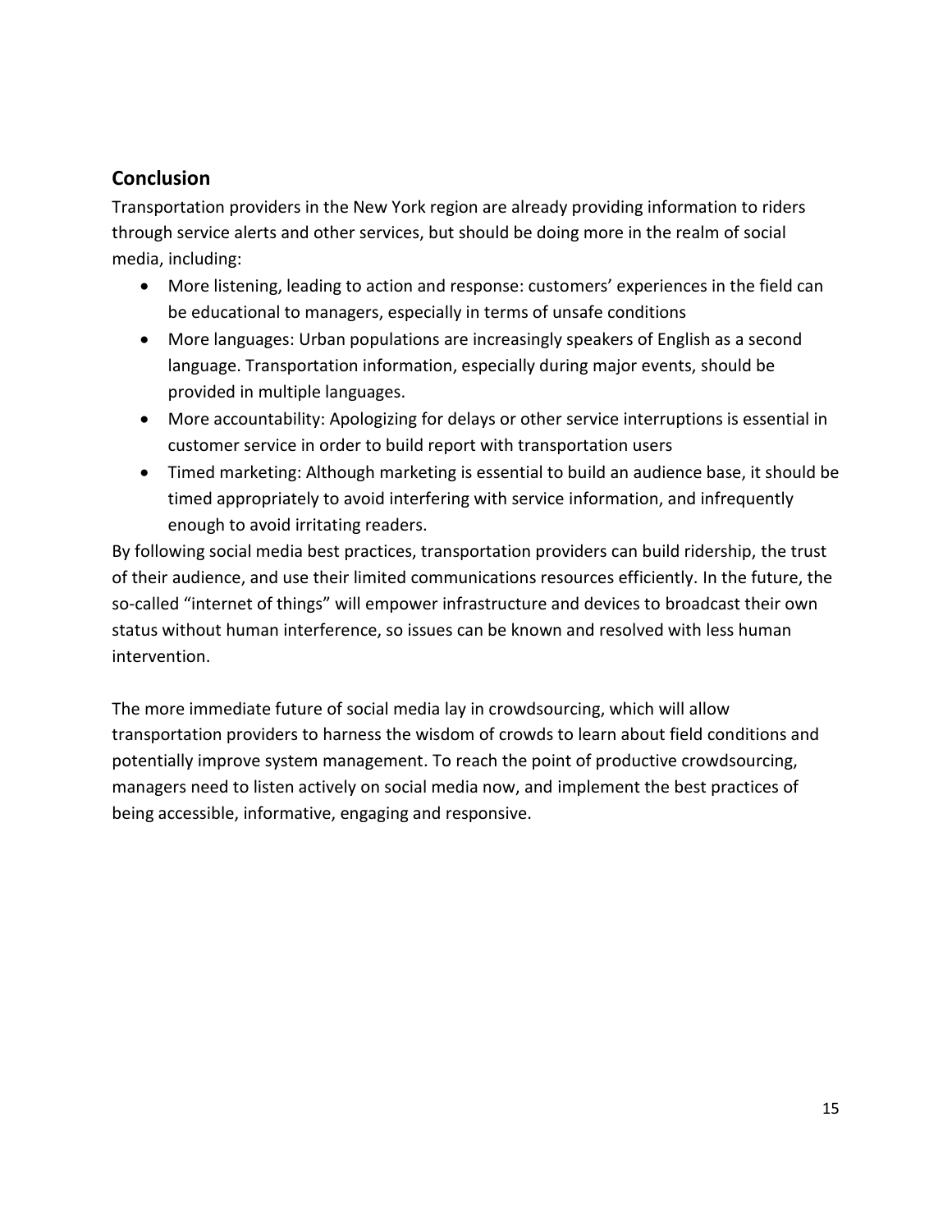## Conclusion

Transportation providers in the New York region are already providing information to riders through service alerts and other services, but should be doing more in the realm of social media, including:

- More listening, leading to action and response: customers' experiences in the field can be educational to managers, especially in terms of unsafe conditions
- More languages: Urban populations are increasingly speakers of English as a second language. Transportation information, especially during major events, should be provided in multiple languages.
- More accountability: Apologizing for delays or other service interruptions is essential in customer service in order to build report with transportation users
- Timed marketing: Although marketing is essential to build an audience base, it should be timed appropriately to avoid interfering with service information, and infrequently enough to avoid irritating readers.

By following social media best practices, transportation providers can build ridership, the trust of their audience, and use their limited communications resources efficiently. In the future, the so-called "internet of things" will empower infrastructure and devices to broadcast their own status without human interference, so issues can be known and resolved with less human intervention.

The more immediate future of social media lay in crowdsourcing, which will allow transportation providers to harness the wisdom of crowds to learn about field conditions and potentially improve system management. To reach the point of productive crowdsourcing, managers need to listen actively on social media now, and implement the best practices of being accessible, informative, engaging and responsive.